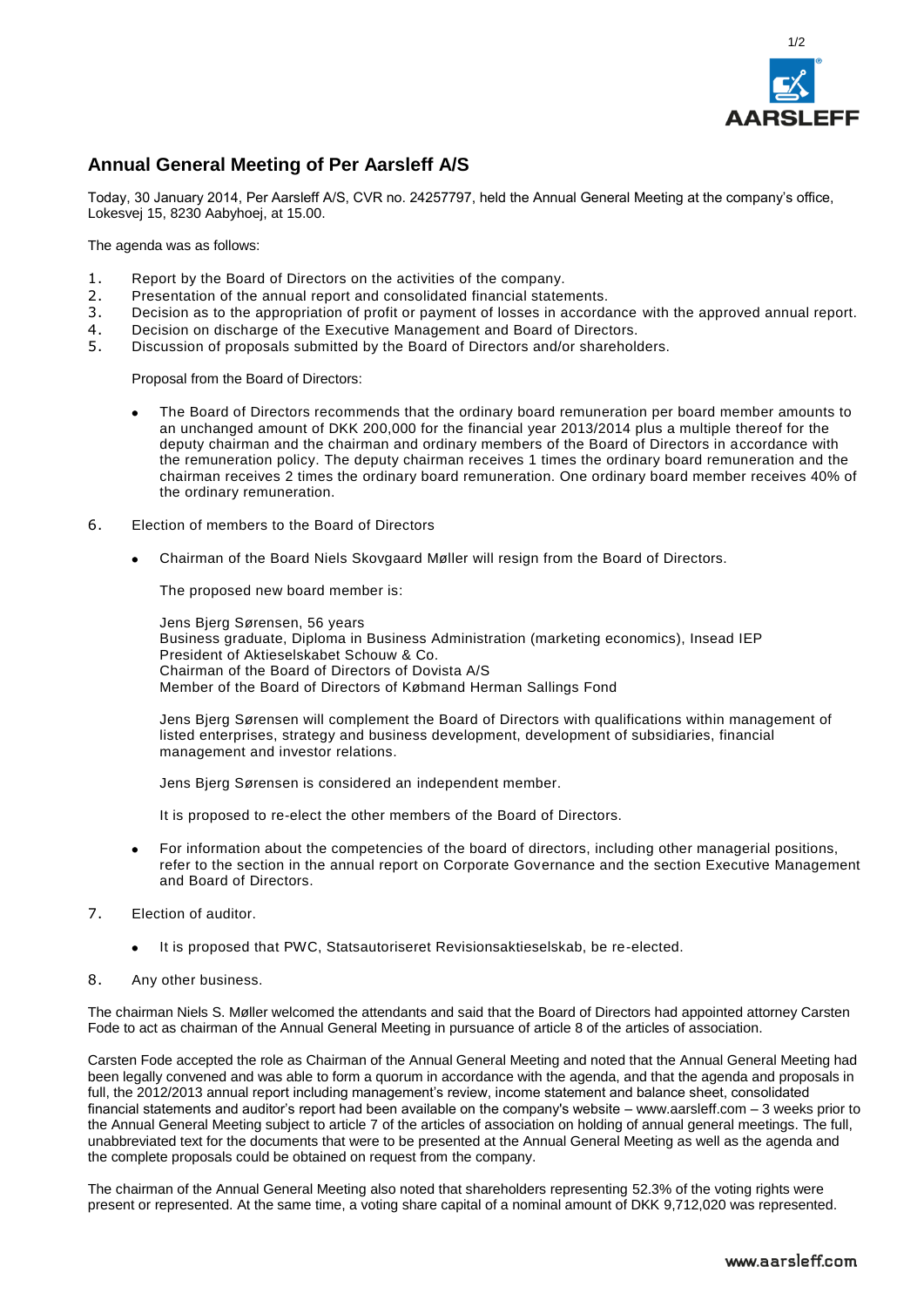# Annual General Meeting of Per Aarsleff A/S

Today, 30 January 2014, Per Aarsleff A/S, CVR no. 24257797, held the Annual General Meeting at the company's office, Lokesvej 15, 8230 Aabyhoej, at 15.00.

The agenda was as follows:

1. Report by the Board of Directors on the activities of the company.
2. Presentation of the annual report and consolidated financial statements.
3. Decision as to the appropriation of profit or payment of losses in accordance with the approved annual report.
4. Decision on discharge of the Executive Management and Board of Directors.
5. Discussion of proposals submitted by the Board of Directors and/or shareholders.

   Proposal from the Board of Directors:

   - The Board of Directors recommends that the ordinary board remuneration per board member amounts to an unchanged amount of DKK 200,000 for the financial year 2013/2014 plus a multiple thereof for the deputy chairman and the chairman and ordinary members of the Board of Directors in accordance with the remuneration policy. The deputy chairman receives 1 times the ordinary board remuneration and the chairman receives 2 times the ordinary board remuneration. One ordinary board member receives 40% of the ordinary remuneration.

6. Election of members to the Board of Directors

   - Chairman of the Board Niels Skovgaard Møller will resign from the Board of Directors.

     The proposed new board member is:

     Jens Bjerg Sørensen, 56 years
     Business graduate, Diploma in Business Administration (marketing economics), Insead IEP
     President of Aktieselskabet Schouw & Co.
     Chairman of the Board of Directors of Dovista A/S
     Member of the Board of Directors of Købmand Herman Sallings Fond

     Jens Bjerg Sørensen will complement the Board of Directors with qualifications within management of listed enterprises, strategy and business development, development of subsidiaries, financial management and investor relations.

     Jens Bjerg Sørensen is considered an independent member.

     It is proposed to re-elect the other members of the Board of Directors.

   - For information about the competencies of the board of directors, including other managerial positions, refer to the section in the annual report on Corporate Governance and the section Executive Management and Board of Directors.

7. Election of auditor.

   - It is proposed that PWC, Statsautoriseret Revisionsaktieselskab, be re-elected.

8. Any other business.

The chairman Niels S. Møller welcomed the attendants and said that the Board of Directors had appointed attorney Carsten Fode to act as chairman of the Annual General Meeting in pursuance of article 8 of the articles of association.

Carsten Fode accepted the role as Chairman of the Annual General Meeting and noted that the Annual General Meeting had been legally convened and was able to form a quorum in accordance with the agenda, and that the agenda and proposals in full, the 2012/2013 annual report including management's review, income statement and balance sheet, consolidated financial statements and auditor's report had been available on the company's website – www.aarsleff.com – 3 weeks prior to the Annual General Meeting subject to article 7 of the articles of association on holding of annual general meetings. The full, unabbreviated text for the documents that were to be presented at the Annual General Meeting as well as the agenda and the complete proposals could be obtained on request from the company.

The chairman of the Annual General Meeting also noted that shareholders representing 52.3% of the voting rights were present or represented. At the same time, a voting share capital of a nominal amount of DKK 9,712,020 was represented.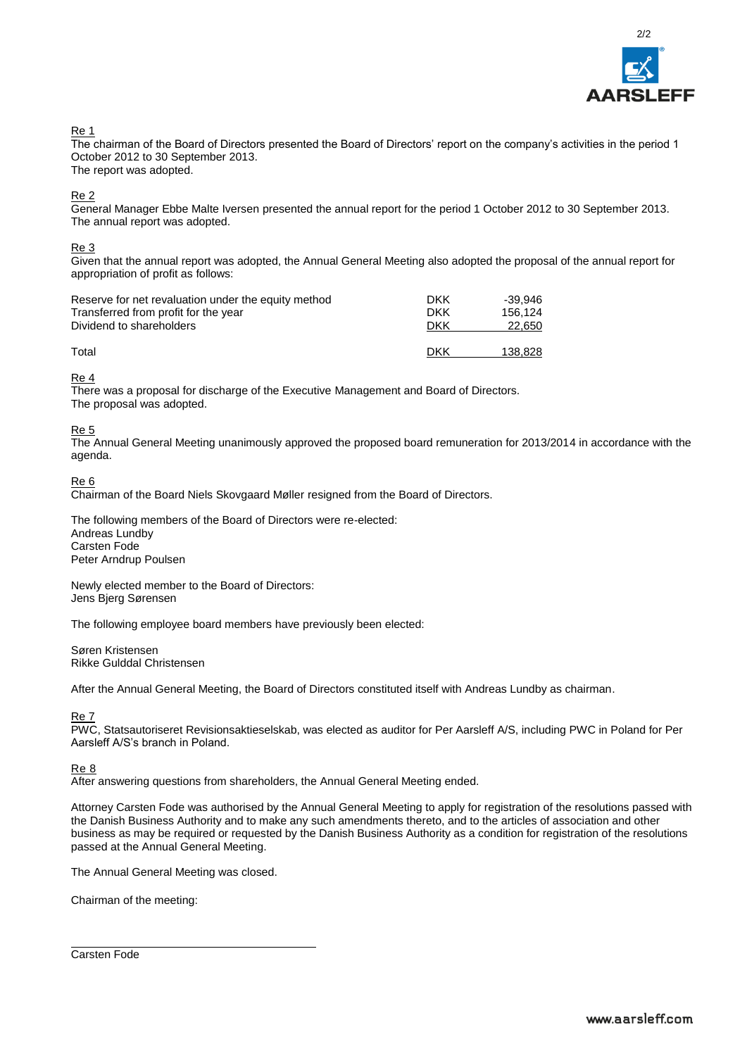Re 1
The chairman of the Board of Directors presented the Board of Directors' report on the company's activities in the period 1 October 2012 to 30 September 2013.
The report was adopted.

Re 2
General Manager Ebbe Malte Iversen presented the annual report for the period 1 October 2012 to 30 September 2013.
The annual report was adopted.

Re 3
Given that the annual report was adopted, the Annual General Meeting also adopted the proposal of the annual report for appropriation of profit as follows:

| | | |
|---|---|---|
| Reserve for net revaluation under the equity method | DKK | -39,946 |
| Transferred from profit for the year | DKK | 156,124 |
| Dividend to shareholders | DKK | 22,650 |
| Total | DKK | 138,828 |

Re 4
There was a proposal for discharge of the Executive Management and Board of Directors.
The proposal was adopted.

Re 5
The Annual General Meeting unanimously approved the proposed board remuneration for 2013/2014 in accordance with the agenda.

Re 6
Chairman of the Board Niels Skovgaard Møller resigned from the Board of Directors.

The following members of the Board of Directors were re-elected:
Andreas Lundby
Carsten Fode
Peter Arndrup Poulsen

Newly elected member to the Board of Directors:
Jens Bjerg Sørensen

The following employee board members have previously been elected:

Søren Kristensen
Rikke Gulddal Christensen

After the Annual General Meeting, the Board of Directors constituted itself with Andreas Lundby as chairman.

Re 7
PWC, Statsautoriseret Revisionsaktieselskab, was elected as auditor for Per Aarsleff A/S, including PWC in Poland for Per Aarsleff A/S's branch in Poland.

Re 8
After answering questions from shareholders, the Annual General Meeting ended.

Attorney Carsten Fode was authorised by the Annual General Meeting to apply for registration of the resolutions passed with the Danish Business Authority and to make any such amendments thereto, and to the articles of association and other business as may be required or requested by the Danish Business Authority as a condition for registration of the resolutions passed at the Annual General Meeting.

The Annual General Meeting was closed.

Chairman of the meeting:

Carsten Fode